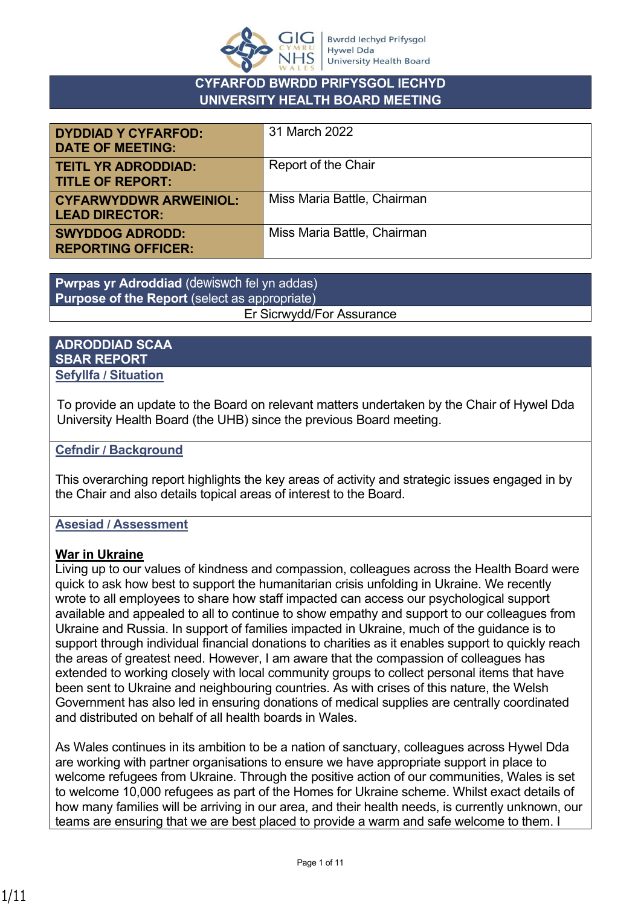# CYFARFOD BWRDD PRIFYSGOL IECHYD
# UNIVERSITY HEALTH BOARD MEETING

| | |
|---|---|
| **DYDDIAD Y CYFARFOD: DATE OF MEETING:** | 31 March 2022 |
| **TEITL YR ADRODDIAD: TITLE OF REPORT:** | Report of the Chair |
| **CYFARWYDDWR ARWEINIOL: LEAD DIRECTOR:** | Miss Maria Battle, Chairman |
| **SWYDDOG ADRODD: REPORTING OFFICER:** | Miss Maria Battle, Chairman |

**Pwrpas yr Adroddiad** (dewiswch fel yn addas)
**Purpose of the Report** (select as appropriate)

Er Sicrwydd/For Assurance

## ADRODDIAD SCAA
## SBAR REPORT

### Sefyllfa / Situation

To provide an update to the Board on relevant matters undertaken by the Chair of Hywel Dda University Health Board (the UHB) since the previous Board meeting.

### Cefndir / Background

This overarching report highlights the key areas of activity and strategic issues engaged in by the Chair and also details topical areas of interest to the Board.

### Asesiad / Assessment

**War in Ukraine**

Living up to our values of kindness and compassion, colleagues across the Health Board were quick to ask how best to support the humanitarian crisis unfolding in Ukraine. We recently wrote to all employees to share how staff impacted can access our psychological support available and appealed to all to continue to show empathy and support to our colleagues from Ukraine and Russia. In support of families impacted in Ukraine, much of the guidance is to support through individual financial donations to charities as it enables support to quickly reach the areas of greatest need. However, I am aware that the compassion of colleagues has extended to working closely with local community groups to collect personal items that have been sent to Ukraine and neighbouring countries. As with crises of this nature, the Welsh Government has also led in ensuring donations of medical supplies are centrally coordinated and distributed on behalf of all health boards in Wales.

As Wales continues in its ambition to be a nation of sanctuary, colleagues across Hywel Dda are working with partner organisations to ensure we have appropriate support in place to welcome refugees from Ukraine. Through the positive action of our communities, Wales is set to welcome 10,000 refugees as part of the Homes for Ukraine scheme. Whilst exact details of how many families will be arriving in our area, and their health needs, is currently unknown, our teams are ensuring that we are best placed to provide a warm and safe welcome to them. I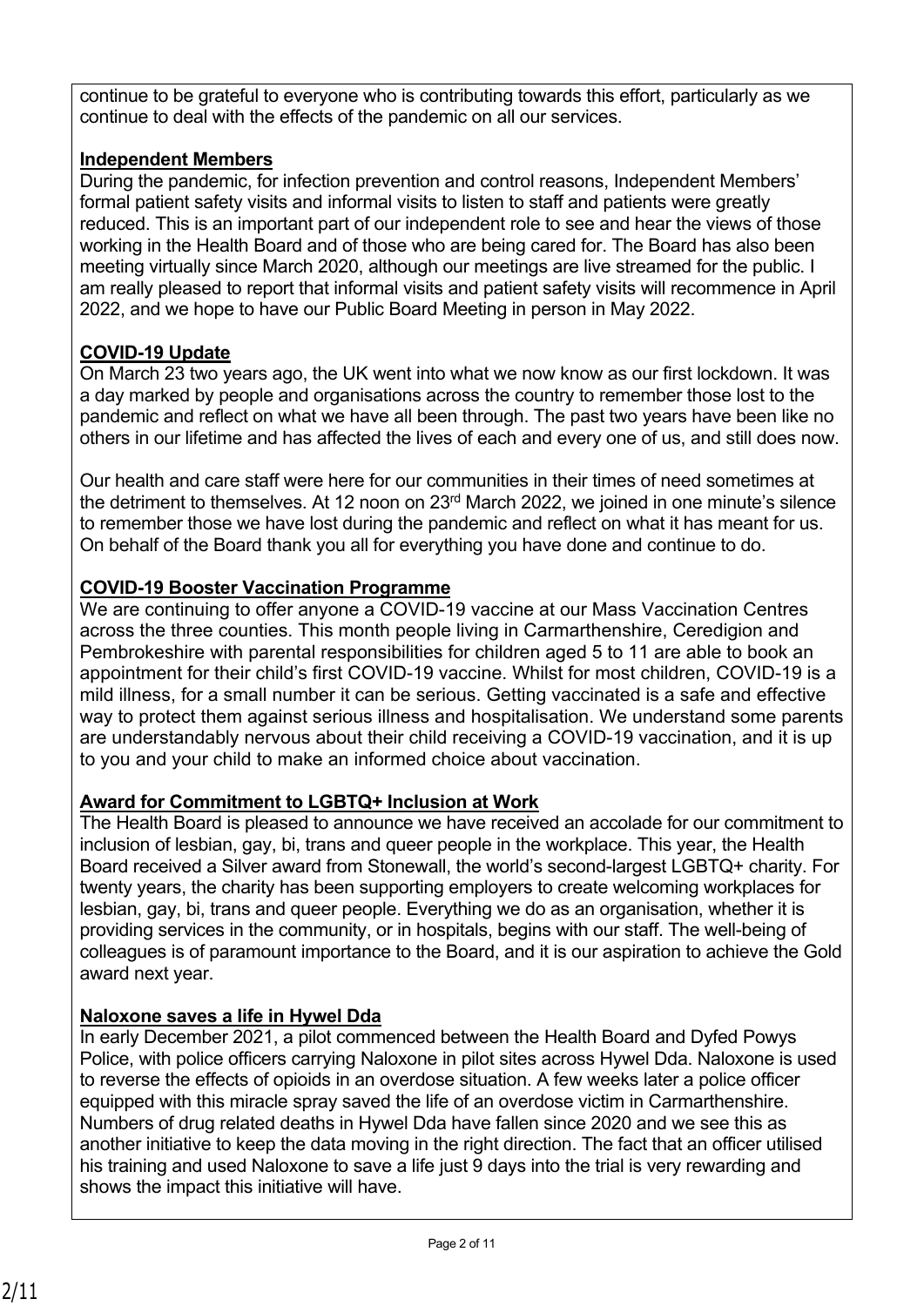continue to be grateful to everyone who is contributing towards this effort, particularly as we continue to deal with the effects of the pandemic on all our services.

**Independent Members**

During the pandemic, for infection prevention and control reasons, Independent Members' formal patient safety visits and informal visits to listen to staff and patients were greatly reduced. This is an important part of our independent role to see and hear the views of those working in the Health Board and of those who are being cared for. The Board has also been meeting virtually since March 2020, although our meetings are live streamed for the public. I am really pleased to report that informal visits and patient safety visits will recommence in April 2022, and we hope to have our Public Board Meeting in person in May 2022.

**COVID-19 Update**

On March 23 two years ago, the UK went into what we now know as our first lockdown. It was a day marked by people and organisations across the country to remember those lost to the pandemic and reflect on what we have all been through. The past two years have been like no others in our lifetime and has affected the lives of each and every one of us, and still does now.

Our health and care staff were here for our communities in their times of need sometimes at the detriment to themselves. At 12 noon on 23rd March 2022, we joined in one minute's silence to remember those we have lost during the pandemic and reflect on what it has meant for us. On behalf of the Board thank you all for everything you have done and continue to do.

**COVID-19 Booster Vaccination Programme**

We are continuing to offer anyone a COVID-19 vaccine at our Mass Vaccination Centres across the three counties. This month people living in Carmarthenshire, Ceredigion and Pembrokeshire with parental responsibilities for children aged 5 to 11 are able to book an appointment for their child's first COVID-19 vaccine. Whilst for most children, COVID-19 is a mild illness, for a small number it can be serious. Getting vaccinated is a safe and effective way to protect them against serious illness and hospitalisation. We understand some parents are understandably nervous about their child receiving a COVID-19 vaccination, and it is up to you and your child to make an informed choice about vaccination.

**Award for Commitment to LGBTQ+ Inclusion at Work**

The Health Board is pleased to announce we have received an accolade for our commitment to inclusion of lesbian, gay, bi, trans and queer people in the workplace. This year, the Health Board received a Silver award from Stonewall, the world's second-largest LGBTQ+ charity. For twenty years, the charity has been supporting employers to create welcoming workplaces for lesbian, gay, bi, trans and queer people. Everything we do as an organisation, whether it is providing services in the community, or in hospitals, begins with our staff. The well-being of colleagues is of paramount importance to the Board, and it is our aspiration to achieve the Gold award next year.

**Naloxone saves a life in Hywel Dda**

In early December 2021, a pilot commenced between the Health Board and Dyfed Powys Police, with police officers carrying Naloxone in pilot sites across Hywel Dda. Naloxone is used to reverse the effects of opioids in an overdose situation. A few weeks later a police officer equipped with this miracle spray saved the life of an overdose victim in Carmarthenshire. Numbers of drug related deaths in Hywel Dda have fallen since 2020 and we see this as another initiative to keep the data moving in the right direction. The fact that an officer utilised his training and used Naloxone to save a life just 9 days into the trial is very rewarding and shows the impact this initiative will have.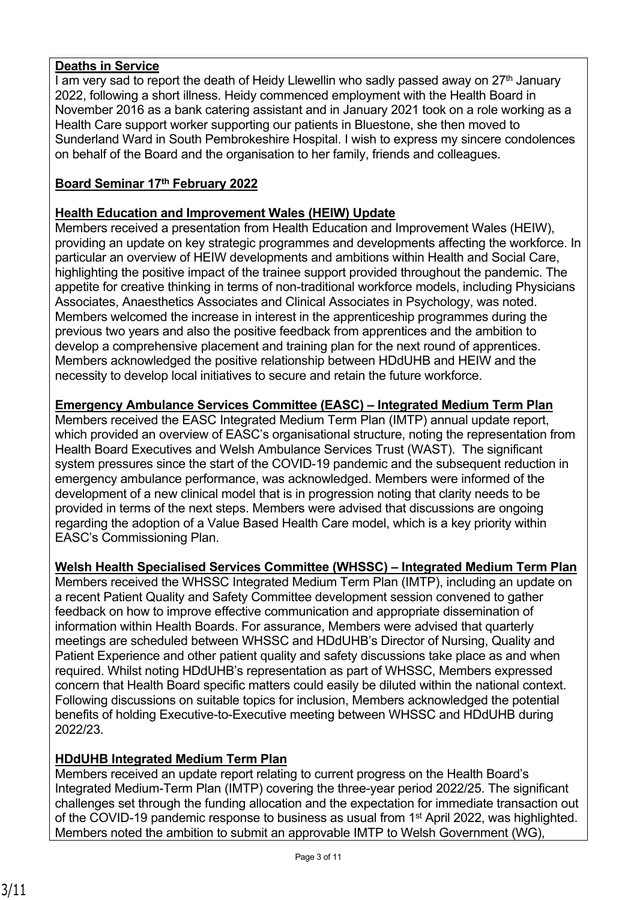**Deaths in Service**

I am very sad to report the death of Heidy Llewellin who sadly passed away on 27th January 2022, following a short illness. Heidy commenced employment with the Health Board in November 2016 as a bank catering assistant and in January 2021 took on a role working as a Health Care support worker supporting our patients in Bluestone, she then moved to Sunderland Ward in South Pembrokeshire Hospital. I wish to express my sincere condolences on behalf of the Board and the organisation to her family, friends and colleagues.

**Board Seminar 17th February 2022**

**Health Education and Improvement Wales (HEIW) Update**

Members received a presentation from Health Education and Improvement Wales (HEIW), providing an update on key strategic programmes and developments affecting the workforce. In particular an overview of HEIW developments and ambitions within Health and Social Care, highlighting the positive impact of the trainee support provided throughout the pandemic. The appetite for creative thinking in terms of non-traditional workforce models, including Physicians Associates, Anaesthetics Associates and Clinical Associates in Psychology, was noted. Members welcomed the increase in interest in the apprenticeship programmes during the previous two years and also the positive feedback from apprentices and the ambition to develop a comprehensive placement and training plan for the next round of apprentices. Members acknowledged the positive relationship between HDdUHB and HEIW and the necessity to develop local initiatives to secure and retain the future workforce.

**Emergency Ambulance Services Committee (EASC) – Integrated Medium Term Plan**

Members received the EASC Integrated Medium Term Plan (IMTP) annual update report, which provided an overview of EASC's organisational structure, noting the representation from Health Board Executives and Welsh Ambulance Services Trust (WAST). The significant system pressures since the start of the COVID-19 pandemic and the subsequent reduction in emergency ambulance performance, was acknowledged. Members were informed of the development of a new clinical model that is in progression noting that clarity needs to be provided in terms of the next steps. Members were advised that discussions are ongoing regarding the adoption of a Value Based Health Care model, which is a key priority within EASC's Commissioning Plan.

**Welsh Health Specialised Services Committee (WHSSC) – Integrated Medium Term Plan**

Members received the WHSSC Integrated Medium Term Plan (IMTP), including an update on a recent Patient Quality and Safety Committee development session convened to gather feedback on how to improve effective communication and appropriate dissemination of information within Health Boards. For assurance, Members were advised that quarterly meetings are scheduled between WHSSC and HDdUHB's Director of Nursing, Quality and Patient Experience and other patient quality and safety discussions take place as and when required. Whilst noting HDdUHB's representation as part of WHSSC, Members expressed concern that Health Board specific matters could easily be diluted within the national context. Following discussions on suitable topics for inclusion, Members acknowledged the potential benefits of holding Executive-to-Executive meeting between WHSSC and HDdUHB during 2022/23.

**HDdUHB Integrated Medium Term Plan**

Members received an update report relating to current progress on the Health Board's Integrated Medium-Term Plan (IMTP) covering the three-year period 2022/25. The significant challenges set through the funding allocation and the expectation for immediate transaction out of the COVID-19 pandemic response to business as usual from 1st April 2022, was highlighted. Members noted the ambition to submit an approvable IMTP to Welsh Government (WG),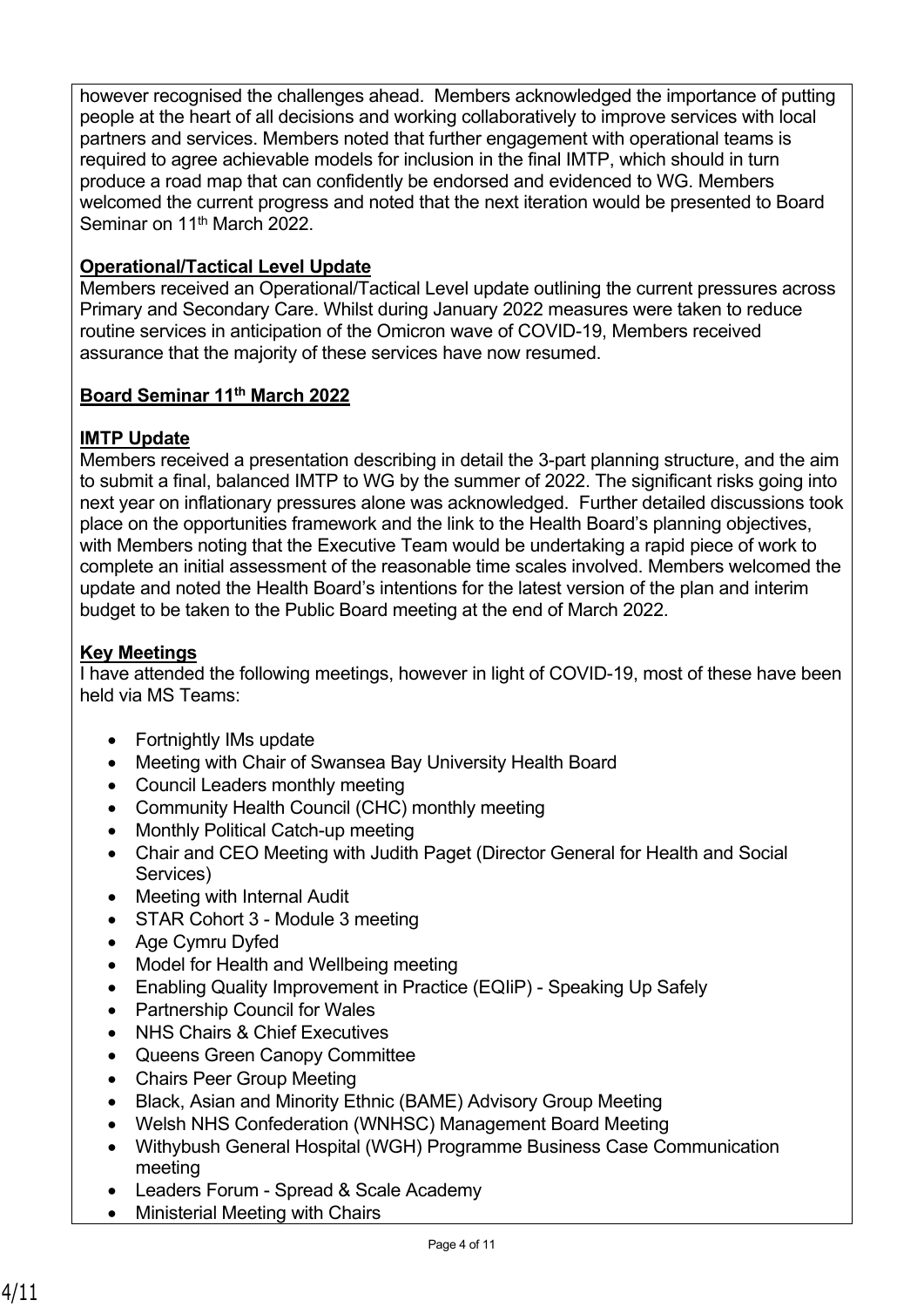however recognised the challenges ahead. Members acknowledged the importance of putting people at the heart of all decisions and working collaboratively to improve services with local partners and services. Members noted that further engagement with operational teams is required to agree achievable models for inclusion in the final IMTP, which should in turn produce a road map that can confidently be endorsed and evidenced to WG. Members welcomed the current progress and noted that the next iteration would be presented to Board Seminar on 11th March 2022.

**Operational/Tactical Level Update**

Members received an Operational/Tactical Level update outlining the current pressures across Primary and Secondary Care. Whilst during January 2022 measures were taken to reduce routine services in anticipation of the Omicron wave of COVID-19, Members received assurance that the majority of these services have now resumed.

**Board Seminar 11th March 2022**

**IMTP Update**

Members received a presentation describing in detail the 3-part planning structure, and the aim to submit a final, balanced IMTP to WG by the summer of 2022. The significant risks going into next year on inflationary pressures alone was acknowledged. Further detailed discussions took place on the opportunities framework and the link to the Health Board's planning objectives, with Members noting that the Executive Team would be undertaking a rapid piece of work to complete an initial assessment of the reasonable time scales involved. Members welcomed the update and noted the Health Board's intentions for the latest version of the plan and interim budget to be taken to the Public Board meeting at the end of March 2022.

**Key Meetings**

I have attended the following meetings, however in light of COVID-19, most of these have been held via MS Teams:

- Fortnightly IMs update
- Meeting with Chair of Swansea Bay University Health Board
- Council Leaders monthly meeting
- Community Health Council (CHC) monthly meeting
- Monthly Political Catch-up meeting
- Chair and CEO Meeting with Judith Paget (Director General for Health and Social Services)
- Meeting with Internal Audit
- STAR Cohort 3 - Module 3 meeting
- Age Cymru Dyfed
- Model for Health and Wellbeing meeting
- Enabling Quality Improvement in Practice (EQIiP) - Speaking Up Safely
- Partnership Council for Wales
- NHS Chairs & Chief Executives
- Queens Green Canopy Committee
- Chairs Peer Group Meeting
- Black, Asian and Minority Ethnic (BAME) Advisory Group Meeting
- Welsh NHS Confederation (WNHSC) Management Board Meeting
- Withybush General Hospital (WGH) Programme Business Case Communication meeting
- Leaders Forum - Spread & Scale Academy
- Ministerial Meeting with Chairs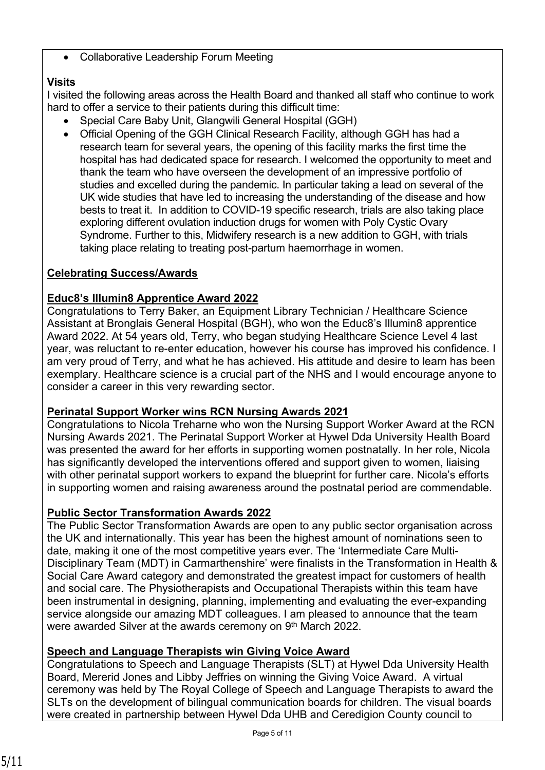- Collaborative Leadership Forum Meeting

**Visits**

I visited the following areas across the Health Board and thanked all staff who continue to work hard to offer a service to their patients during this difficult time:

- Special Care Baby Unit, Glangwili General Hospital (GGH)
- Official Opening of the GGH Clinical Research Facility, although GGH has had a research team for several years, the opening of this facility marks the first time the hospital has had dedicated space for research. I welcomed the opportunity to meet and thank the team who have overseen the development of an impressive portfolio of studies and excelled during the pandemic. In particular taking a lead on several of the UK wide studies that have led to increasing the understanding of the disease and how bests to treat it. In addition to COVID-19 specific research, trials are also taking place exploring different ovulation induction drugs for women with Poly Cystic Ovary Syndrome. Further to this, Midwifery research is a new addition to GGH, with trials taking place relating to treating post-partum haemorrhage in women.

**Celebrating Success/Awards**

**Educ8's Illumin8 Apprentice Award 2022**

Congratulations to Terry Baker, an Equipment Library Technician / Healthcare Science Assistant at Bronglais General Hospital (BGH), who won the Educ8's Illumin8 apprentice Award 2022. At 54 years old, Terry, who began studying Healthcare Science Level 4 last year, was reluctant to re-enter education, however his course has improved his confidence. I am very proud of Terry, and what he has achieved. His attitude and desire to learn has been exemplary. Healthcare science is a crucial part of the NHS and I would encourage anyone to consider a career in this very rewarding sector.

**Perinatal Support Worker wins RCN Nursing Awards 2021**

Congratulations to Nicola Treharne who won the Nursing Support Worker Award at the RCN Nursing Awards 2021. The Perinatal Support Worker at Hywel Dda University Health Board was presented the award for her efforts in supporting women postnatally. In her role, Nicola has significantly developed the interventions offered and support given to women, liaising with other perinatal support workers to expand the blueprint for further care. Nicola's efforts in supporting women and raising awareness around the postnatal period are commendable.

**Public Sector Transformation Awards 2022**

The Public Sector Transformation Awards are open to any public sector organisation across the UK and internationally. This year has been the highest amount of nominations seen to date, making it one of the most competitive years ever. The 'Intermediate Care Multi-Disciplinary Team (MDT) in Carmarthenshire' were finalists in the Transformation in Health & Social Care Award category and demonstrated the greatest impact for customers of health and social care. The Physiotherapists and Occupational Therapists within this team have been instrumental in designing, planning, implementing and evaluating the ever-expanding service alongside our amazing MDT colleagues. I am pleased to announce that the team were awarded Silver at the awards ceremony on 9th March 2022.

**Speech and Language Therapists win Giving Voice Award**

Congratulations to Speech and Language Therapists (SLT) at Hywel Dda University Health Board, Mererid Jones and Libby Jeffries on winning the Giving Voice Award. A virtual ceremony was held by The Royal College of Speech and Language Therapists to award the SLTs on the development of bilingual communication boards for children. The visual boards were created in partnership between Hywel Dda UHB and Ceredigion County council to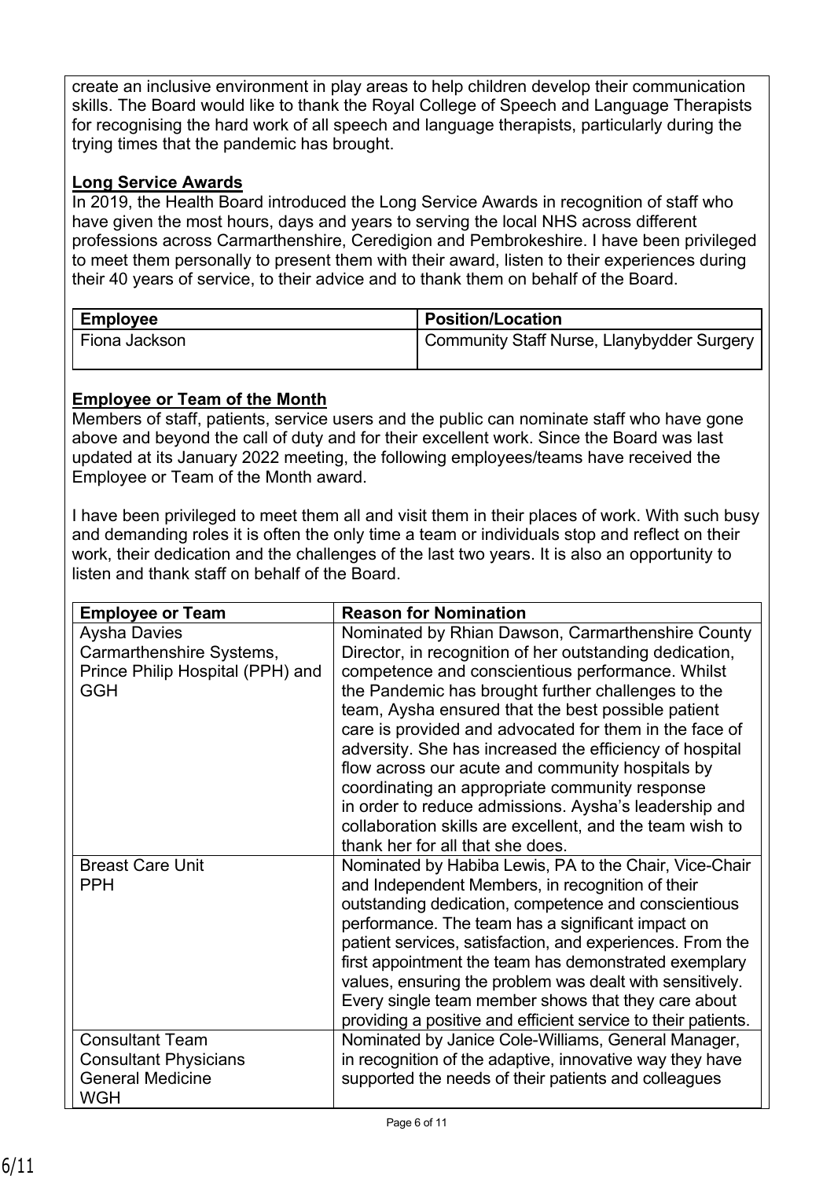create an inclusive environment in play areas to help children develop their communication skills. The Board would like to thank the Royal College of Speech and Language Therapists for recognising the hard work of all speech and language therapists, particularly during the trying times that the pandemic has brought.

**Long Service Awards**

In 2019, the Health Board introduced the Long Service Awards in recognition of staff who have given the most hours, days and years to serving the local NHS across different professions across Carmarthenshire, Ceredigion and Pembrokeshire. I have been privileged to meet them personally to present them with their award, listen to their experiences during their 40 years of service, to their advice and to thank them on behalf of the Board.

| Employee | Position/Location |
|---|---|
| Fiona Jackson | Community Staff Nurse, Llanybydder Surgery |

**Employee or Team of the Month**

Members of staff, patients, service users and the public can nominate staff who have gone above and beyond the call of duty and for their excellent work. Since the Board was last updated at its January 2022 meeting, the following employees/teams have received the Employee or Team of the Month award.

I have been privileged to meet them all and visit them in their places of work. With such busy and demanding roles it is often the only time a team or individuals stop and reflect on their work, their dedication and the challenges of the last two years. It is also an opportunity to listen and thank staff on behalf of the Board.

| Employee or Team | Reason for Nomination |
|---|---|
| Aysha Davies<br>Carmarthenshire Systems, Prince Philip Hospital (PPH) and GGH | Nominated by Rhian Dawson, Carmarthenshire County Director, in recognition of her outstanding dedication, competence and conscientious performance. Whilst the Pandemic has brought further challenges to the team, Aysha ensured that the best possible patient care is provided and advocated for them in the face of adversity. She has increased the efficiency of hospital flow across our acute and community hospitals by coordinating an appropriate community response in order to reduce admissions. Aysha's leadership and collaboration skills are excellent, and the team wish to thank her for all that she does. |
| Breast Care Unit<br>PPH | Nominated by Habiba Lewis, PA to the Chair, Vice-Chair and Independent Members, in recognition of their outstanding dedication, competence and conscientious performance. The team has a significant impact on patient services, satisfaction, and experiences. From the first appointment the team has demonstrated exemplary values, ensuring the problem was dealt with sensitively. Every single team member shows that they care about providing a positive and efficient service to their patients. |
| Consultant Team<br>Consultant Physicians<br>General Medicine<br>WGH | Nominated by Janice Cole-Williams, General Manager, in recognition of the adaptive, innovative way they have supported the needs of their patients and colleagues |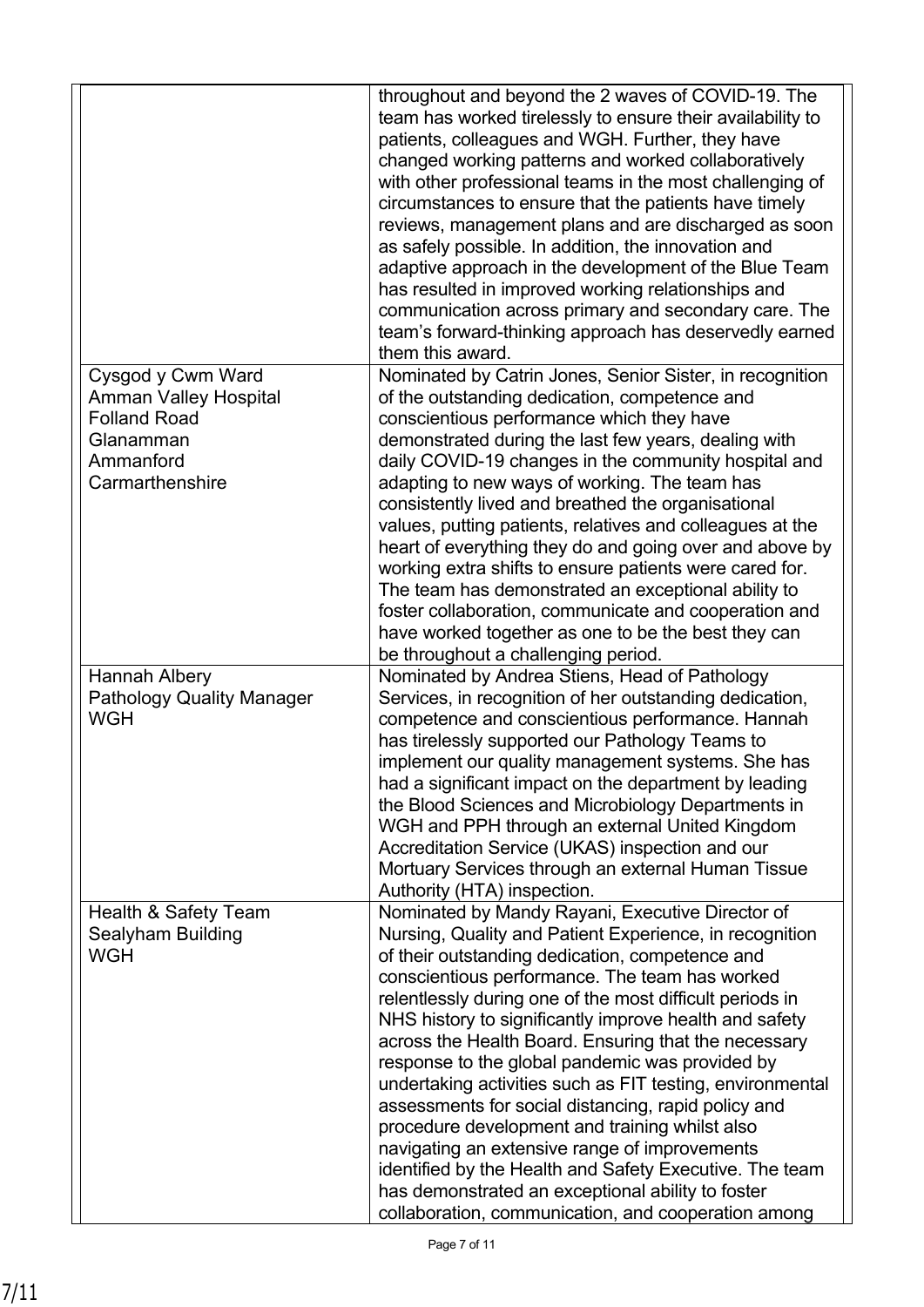| | |
|---|---|
| | throughout and beyond the 2 waves of COVID-19. The team has worked tirelessly to ensure their availability to patients, colleagues and WGH. Further, they have changed working patterns and worked collaboratively with other professional teams in the most challenging of circumstances to ensure that the patients have timely reviews, management plans and are discharged as soon as safely possible. In addition, the innovation and adaptive approach in the development of the Blue Team has resulted in improved working relationships and communication across primary and secondary care. The team's forward-thinking approach has deservedly earned them this award. |
| Cysgod y Cwm Ward<br>Amman Valley Hospital<br>Folland Road<br>Glanamman<br>Ammanford<br>Carmarthenshire | Nominated by Catrin Jones, Senior Sister, in recognition of the outstanding dedication, competence and conscientious performance which they have demonstrated during the last few years, dealing with daily COVID-19 changes in the community hospital and adapting to new ways of working. The team has consistently lived and breathed the organisational values, putting patients, relatives and colleagues at the heart of everything they do and going over and above by working extra shifts to ensure patients were cared for. The team has demonstrated an exceptional ability to foster collaboration, communicate and cooperation and have worked together as one to be the best they can be throughout a challenging period. |
| Hannah Albery<br>Pathology Quality Manager<br>WGH | Nominated by Andrea Stiens, Head of Pathology Services, in recognition of her outstanding dedication, competence and conscientious performance. Hannah has tirelessly supported our Pathology Teams to implement our quality management systems. She has had a significant impact on the department by leading the Blood Sciences and Microbiology Departments in WGH and PPH through an external United Kingdom Accreditation Service (UKAS) inspection and our Mortuary Services through an external Human Tissue Authority (HTA) inspection. |
| Health & Safety Team<br>Sealyham Building<br>WGH | Nominated by Mandy Rayani, Executive Director of Nursing, Quality and Patient Experience, in recognition of their outstanding dedication, competence and conscientious performance. The team has worked relentlessly during one of the most difficult periods in NHS history to significantly improve health and safety across the Health Board. Ensuring that the necessary response to the global pandemic was provided by undertaking activities such as FIT testing, environmental assessments for social distancing, rapid policy and procedure development and training whilst also navigating an extensive range of improvements identified by the Health and Safety Executive. The team has demonstrated an exceptional ability to foster collaboration, communication, and cooperation among |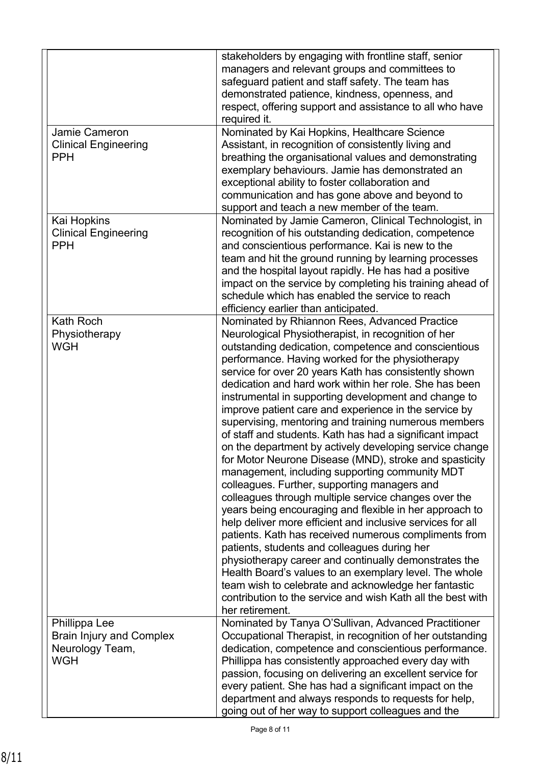| | |
|---|---|
| | stakeholders by engaging with frontline staff, senior managers and relevant groups and committees to safeguard patient and staff safety. The team has demonstrated patience, kindness, openness, and respect, offering support and assistance to all who have required it. |
| Jamie Cameron<br>Clinical Engineering<br>PPH | Nominated by Kai Hopkins, Healthcare Science Assistant, in recognition of consistently living and breathing the organisational values and demonstrating exemplary behaviours. Jamie has demonstrated an exceptional ability to foster collaboration and communication and has gone above and beyond to support and teach a new member of the team. |
| Kai Hopkins<br>Clinical Engineering<br>PPH | Nominated by Jamie Cameron, Clinical Technologist, in recognition of his outstanding dedication, competence and conscientious performance. Kai is new to the team and hit the ground running by learning processes and the hospital layout rapidly. He has had a positive impact on the service by completing his training ahead of schedule which has enabled the service to reach efficiency earlier than anticipated. |
| Kath Roch<br>Physiotherapy<br>WGH | Nominated by Rhiannon Rees, Advanced Practice Neurological Physiotherapist, in recognition of her outstanding dedication, competence and conscientious performance. Having worked for the physiotherapy service for over 20 years Kath has consistently shown dedication and hard work within her role. She has been instrumental in supporting development and change to improve patient care and experience in the service by supervising, mentoring and training numerous members of staff and students. Kath has had a significant impact on the department by actively developing service change for Motor Neurone Disease (MND), stroke and spasticity management, including supporting community MDT colleagues. Further, supporting managers and colleagues through multiple service changes over the years being encouraging and flexible in her approach to help deliver more efficient and inclusive services for all patients. Kath has received numerous compliments from patients, students and colleagues during her physiotherapy career and continually demonstrates the Health Board's values to an exemplary level. The whole team wish to celebrate and acknowledge her fantastic contribution to the service and wish Kath all the best with her retirement. |
| Phillippa Lee<br>Brain Injury and Complex Neurology Team,<br>WGH | Nominated by Tanya O'Sullivan, Advanced Practitioner Occupational Therapist, in recognition of her outstanding dedication, competence and conscientious performance. Phillippa has consistently approached every day with passion, focusing on delivering an excellent service for every patient. She has had a significant impact on the department and always responds to requests for help, going out of her way to support colleagues and the |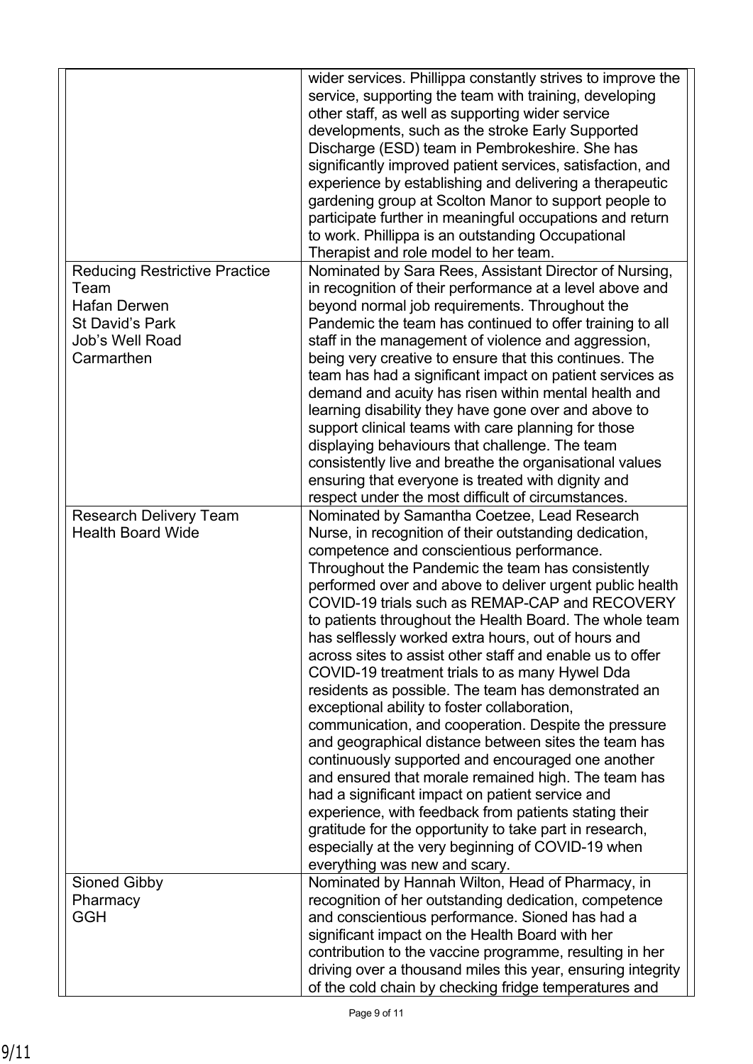| | |
|---|---|
| | wider services. Phillippa constantly strives to improve the service, supporting the team with training, developing other staff, as well as supporting wider service developments, such as the stroke Early Supported Discharge (ESD) team in Pembrokeshire. She has significantly improved patient services, satisfaction, and experience by establishing and delivering a therapeutic gardening group at Scolton Manor to support people to participate further in meaningful occupations and return to work. Phillippa is an outstanding Occupational Therapist and role model to her team. |
| Reducing Restrictive Practice Team<br>Hafan Derwen<br>St David's Park<br>Job's Well Road<br>Carmarthen | Nominated by Sara Rees, Assistant Director of Nursing, in recognition of their performance at a level above and beyond normal job requirements. Throughout the Pandemic the team has continued to offer training to all staff in the management of violence and aggression, being very creative to ensure that this continues. The team has had a significant impact on patient services as demand and acuity has risen within mental health and learning disability they have gone over and above to support clinical teams with care planning for those displaying behaviours that challenge. The team consistently live and breathe the organisational values ensuring that everyone is treated with dignity and respect under the most difficult of circumstances. |
| Research Delivery Team<br>Health Board Wide | Nominated by Samantha Coetzee, Lead Research Nurse, in recognition of their outstanding dedication, competence and conscientious performance. Throughout the Pandemic the team has consistently performed over and above to deliver urgent public health COVID-19 trials such as REMAP-CAP and RECOVERY to patients throughout the Health Board. The whole team has selflessly worked extra hours, out of hours and across sites to assist other staff and enable us to offer COVID-19 treatment trials to as many Hywel Dda residents as possible. The team has demonstrated an exceptional ability to foster collaboration, communication, and cooperation. Despite the pressure and geographical distance between sites the team has continuously supported and encouraged one another and ensured that morale remained high. The team has had a significant impact on patient service and experience, with feedback from patients stating their gratitude for the opportunity to take part in research, especially at the very beginning of COVID-19 when everything was new and scary. |
| Sioned Gibby<br>Pharmacy<br>GGH | Nominated by Hannah Wilton, Head of Pharmacy, in recognition of her outstanding dedication, competence and conscientious performance. Sioned has had a significant impact on the Health Board with her contribution to the vaccine programme, resulting in her driving over a thousand miles this year, ensuring integrity of the cold chain by checking fridge temperatures and |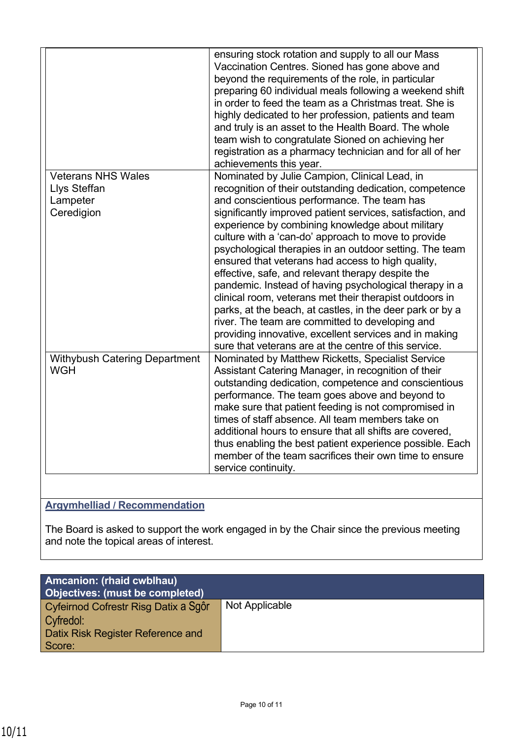|   |   |
|---|---|
|   | ensuring stock rotation and supply to all our Mass Vaccination Centres. Sioned has gone above and beyond the requirements of the role, in particular preparing 60 individual meals following a weekend shift in order to feed the team as a Christmas treat. She is highly dedicated to her profession, patients and team and truly is an asset to the Health Board. The whole team wish to congratulate Sioned on achieving her registration as a pharmacy technician and for all of her achievements this year. |
| Veterans NHS Wales<br>Llys Steffan<br>Lampeter<br>Ceredigion | Nominated by Julie Campion, Clinical Lead, in recognition of their outstanding dedication, competence and conscientious performance. The team has significantly improved patient services, satisfaction, and experience by combining knowledge about military culture with a 'can-do' approach to move to provide psychological therapies in an outdoor setting. The team ensured that veterans had access to high quality, effective, safe, and relevant therapy despite the pandemic. Instead of having psychological therapy in a clinical room, veterans met their therapist outdoors in parks, at the beach, at castles, in the deer park or by a river. The team are committed to developing and providing innovative, excellent services and in making sure that veterans are at the centre of this service. |
| Withybush Catering Department<br>WGH | Nominated by Matthew Ricketts, Specialist Service Assistant Catering Manager, in recognition of their outstanding dedication, competence and conscientious performance. The team goes above and beyond to make sure that patient feeding is not compromised in times of staff absence. All team members take on additional hours to ensure that all shifts are covered, thus enabling the best patient experience possible. Each member of the team sacrifices their own time to ensure service continuity. |

**Argymhelliad / Recommendation**

The Board is asked to support the work engaged in by the Chair since the previous meeting and note the topical areas of interest.

| **Amcanion: (rhaid cwblhau)<br>Objectives: (must be completed)** | |
|---|---|
| Cyfeirnod Cofrestr Risg Datix a Sgôr Cyfredol:<br>Datix Risk Register Reference and Score: | Not Applicable |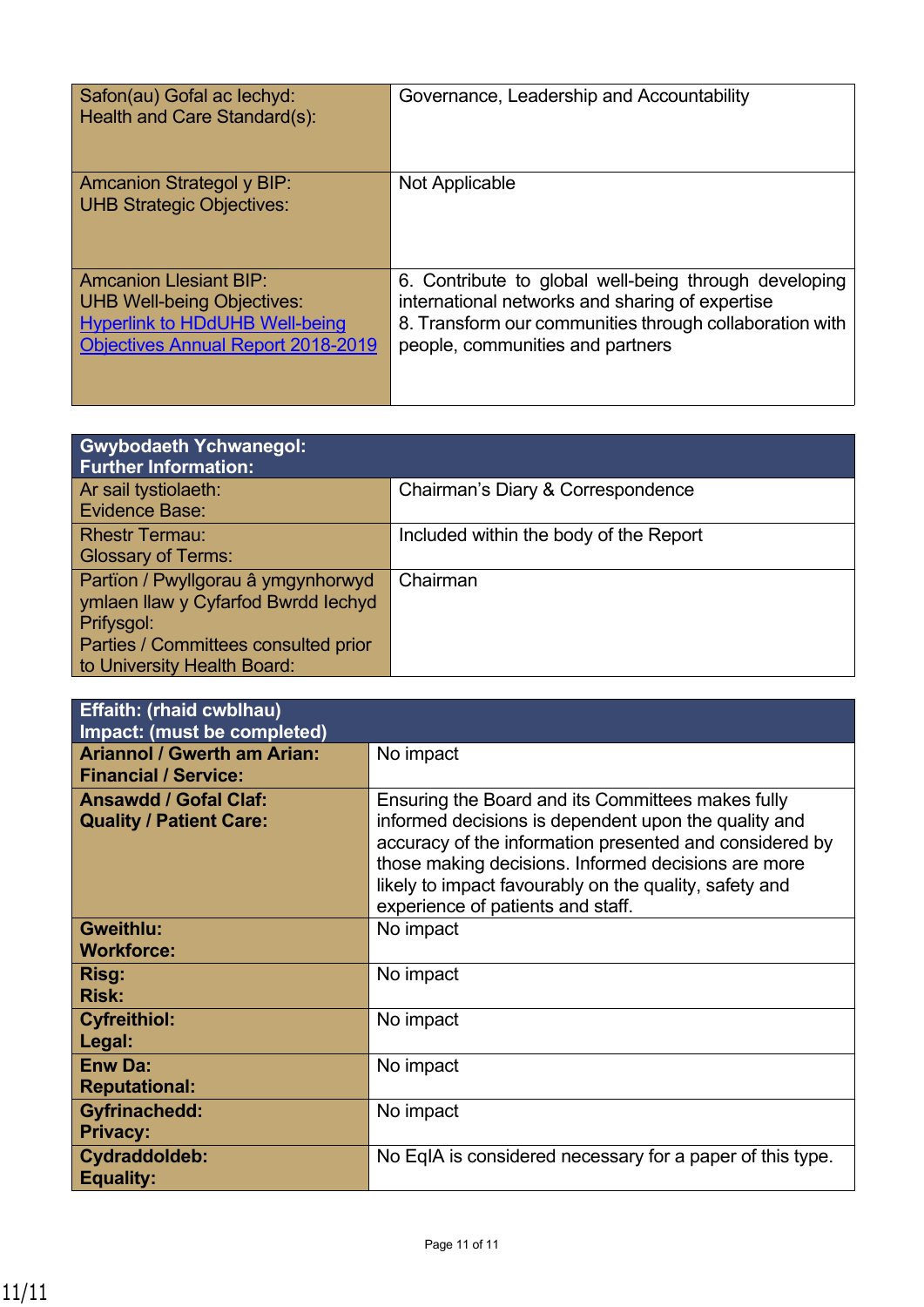| | |
|---|---|
| Safon(au) Gofal ac Iechyd:<br>Health and Care Standard(s): | Governance, Leadership and Accountability |
| Amcanion Strategol y BIP:<br>UHB Strategic Objectives: | Not Applicable |
| Amcanion Llesiant BIP:<br>UHB Well-being Objectives:<br>[Hyperlink to HDdUHB Well-being Objectives Annual Report 2018-2019] | 6. Contribute to global well-being through developing international networks and sharing of expertise<br>8. Transform our communities through collaboration with people, communities and partners |

| **Gwybodaeth Ychwanegol:<br>Further Information:** | |
|---|---|
| Ar sail tystiolaeth:<br>Evidence Base: | Chairman's Diary & Correspondence |
| Rhestr Termau:<br>Glossary of Terms: | Included within the body of the Report |
| Partïon / Pwyllgorau â ymgynhorwyd ymlaen llaw y Cyfarfod Bwrdd Iechyd Prifysgol:<br>Parties / Committees consulted prior to University Health Board: | Chairman |

| **Effaith: (rhaid cwblhau)<br>Impact: (must be completed)** | |
|---|---|
| **Ariannol / Gwerth am Arian:<br>Financial / Service:** | No impact |
| **Ansawdd / Gofal Claf:<br>Quality / Patient Care:** | Ensuring the Board and its Committees makes fully informed decisions is dependent upon the quality and accuracy of the information presented and considered by those making decisions. Informed decisions are more likely to impact favourably on the quality, safety and experience of patients and staff. |
| **Gweithlu:<br>Workforce:** | No impact |
| **Risg:<br>Risk:** | No impact |
| **Cyfreithiol:<br>Legal:** | No impact |
| **Enw Da:<br>Reputational:** | No impact |
| **Gyfrinachedd:<br>Privacy:** | No impact |
| **Cydraddoldeb:<br>Equality:** | No EqIA is considered necessary for a paper of this type. |